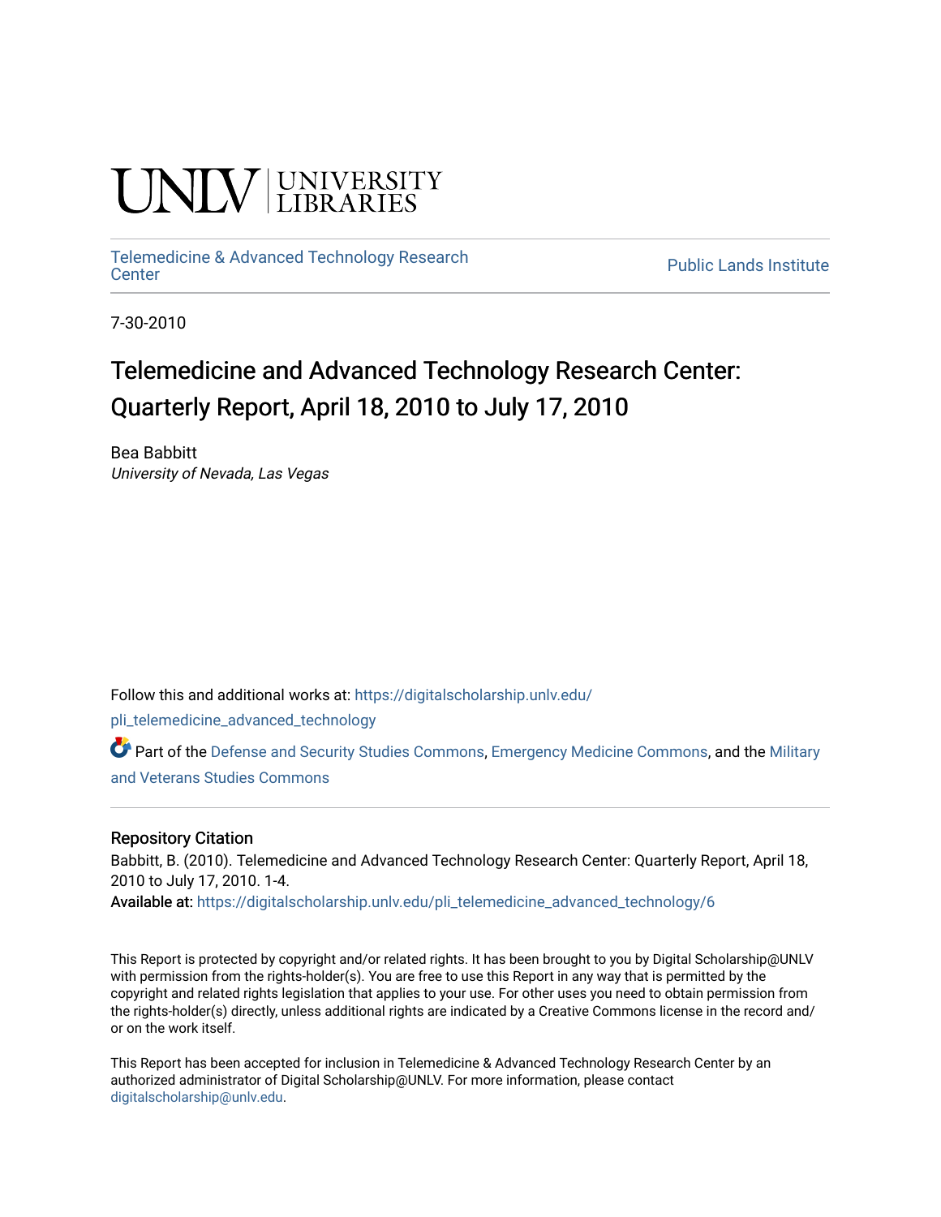UNLV | UNIVERSITY LIBRARIES

Telemedicine & Advanced Technology Research Center

Public Lands Institute

7-30-2010

# Telemedicine and Advanced Technology Research Center: Quarterly Report, April 18, 2010 to July 17, 2010

Bea Babbitt
*University of Nevada, Las Vegas*

Follow this and additional works at: https://digitalscholarship.unlv.edu/pli_telemedicine_advanced_technology

Part of the Defense and Security Studies Commons, Emergency Medicine Commons, and the Military and Veterans Studies Commons

## Repository Citation

Babbitt, B. (2010). Telemedicine and Advanced Technology Research Center: Quarterly Report, April 18, 2010 to July 17, 2010. 1-4.
Available at: https://digitalscholarship.unlv.edu/pli_telemedicine_advanced_technology/6

This Report is protected by copyright and/or related rights. It has been brought to you by Digital Scholarship@UNLV with permission from the rights-holder(s). You are free to use this Report in any way that is permitted by the copyright and related rights legislation that applies to your use. For other uses you need to obtain permission from the rights-holder(s) directly, unless additional rights are indicated by a Creative Commons license in the record and/or on the work itself.

This Report has been accepted for inclusion in Telemedicine & Advanced Technology Research Center by an authorized administrator of Digital Scholarship@UNLV. For more information, please contact digitalscholarship@unlv.edu.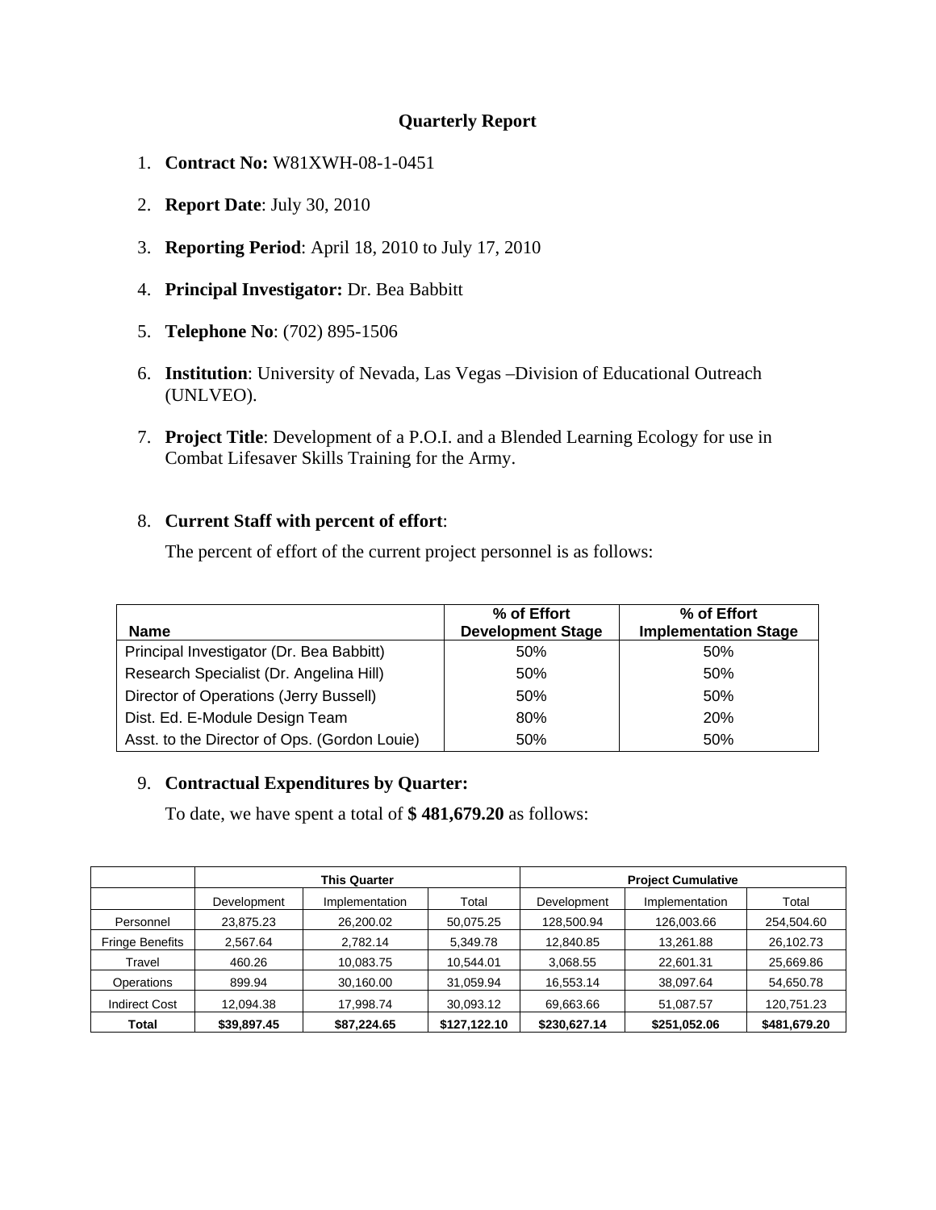**Quarterly Report**

1. **Contract No:** W81XWH-08-1-0451

2. **Report Date**: July 30, 2010

3. **Reporting Period**: April 18, 2010 to July 17, 2010

4. **Principal Investigator:** Dr. Bea Babbitt

5. **Telephone No**: (702) 895-1506

6. **Institution**: University of Nevada, Las Vegas –Division of Educational Outreach (UNLVEO).

7. **Project Title**: Development of a P.O.I. and a Blended Learning Ecology for use in Combat Lifesaver Skills Training for the Army.

8. **Current Staff with percent of effort**:

   The percent of effort of the current project personnel is as follows:

| Name | % of Effort Development Stage | % of Effort Implementation Stage |
|---|---|---|
| Principal Investigator (Dr. Bea Babbitt) | 50% | 50% |
| Research Specialist (Dr. Angelina Hill) | 50% | 50% |
| Director of Operations (Jerry Bussell) | 50% | 50% |
| Dist. Ed. E-Module Design Team | 80% | 20% |
| Asst. to the Director of Ops. (Gordon Louie) | 50% | 50% |

9. **Contractual Expenditures by Quarter:**

   To date, we have spent a total of **$ 481,679.20** as follows:

| | This Quarter | | | Project Cumulative | | |
|---|---|---|---|---|---|---|
| | Development | Implementation | Total | Development | Implementation | Total |
| Personnel | 23,875.23 | 26,200.02 | 50,075.25 | 128,500.94 | 126,003.66 | 254,504.60 |
| Fringe Benefits | 2,567.64 | 2,782.14 | 5,349.78 | 12,840.85 | 13,261.88 | 26,102.73 |
| Travel | 460.26 | 10,083.75 | 10,544.01 | 3,068.55 | 22,601.31 | 25,669.86 |
| Operations | 899.94 | 30,160.00 | 31,059.94 | 16,553.14 | 38,097.64 | 54,650.78 |
| Indirect Cost | 12,094.38 | 17,998.74 | 30,093.12 | 69,663.66 | 51,087.57 | 120,751.23 |
| **Total** | **$39,897.45** | **$87,224.65** | **$127,122.10** | **$230,627.14** | **$251,052.06** | **$481,679.20** |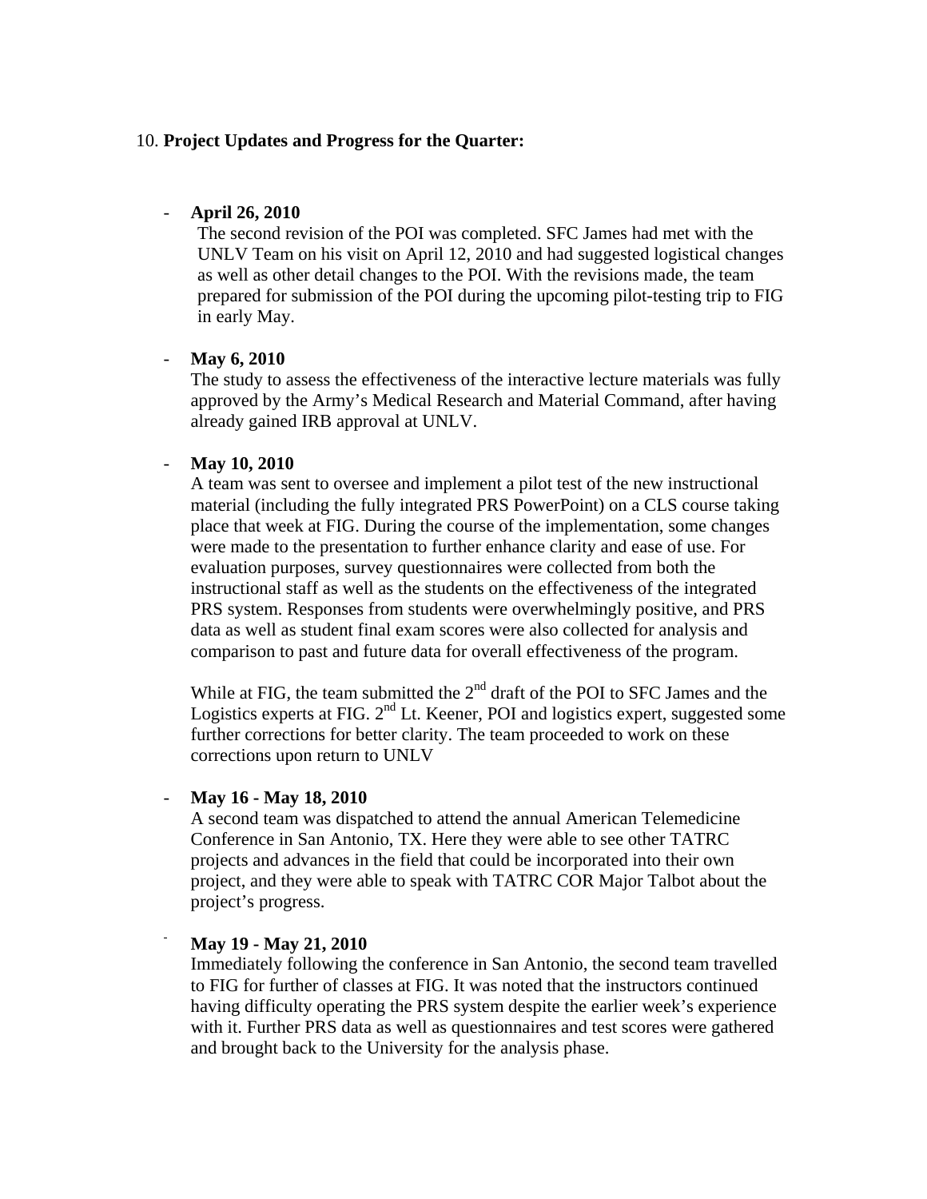10. **Project Updates and Progress for the Quarter:**

- **April 26, 2010**
  The second revision of the POI was completed. SFC James had met with the UNLV Team on his visit on April 12, 2010 and had suggested logistical changes as well as other detail changes to the POI. With the revisions made, the team prepared for submission of the POI during the upcoming pilot-testing trip to FIG in early May.

- **May 6, 2010**
  The study to assess the effectiveness of the interactive lecture materials was fully approved by the Army's Medical Research and Material Command, after having already gained IRB approval at UNLV.

- **May 10, 2010**
  A team was sent to oversee and implement a pilot test of the new instructional material (including the fully integrated PRS PowerPoint) on a CLS course taking place that week at FIG. During the course of the implementation, some changes were made to the presentation to further enhance clarity and ease of use. For evaluation purposes, survey questionnaires were collected from both the instructional staff as well as the students on the effectiveness of the integrated PRS system. Responses from students were overwhelmingly positive, and PRS data as well as student final exam scores were also collected for analysis and comparison to past and future data for overall effectiveness of the program.

  While at FIG, the team submitted the 2nd draft of the POI to SFC James and the Logistics experts at FIG. 2nd Lt. Keener, POI and logistics expert, suggested some further corrections for better clarity. The team proceeded to work on these corrections upon return to UNLV

- **May 16 - May 18, 2010**
  A second team was dispatched to attend the annual American Telemedicine Conference in San Antonio, TX. Here they were able to see other TATRC projects and advances in the field that could be incorporated into their own project, and they were able to speak with TATRC COR Major Talbot about the project's progress.

- **May 19 - May 21, 2010**
  Immediately following the conference in San Antonio, the second team travelled to FIG for further of classes at FIG. It was noted that the instructors continued having difficulty operating the PRS system despite the earlier week's experience with it. Further PRS data as well as questionnaires and test scores were gathered and brought back to the University for the analysis phase.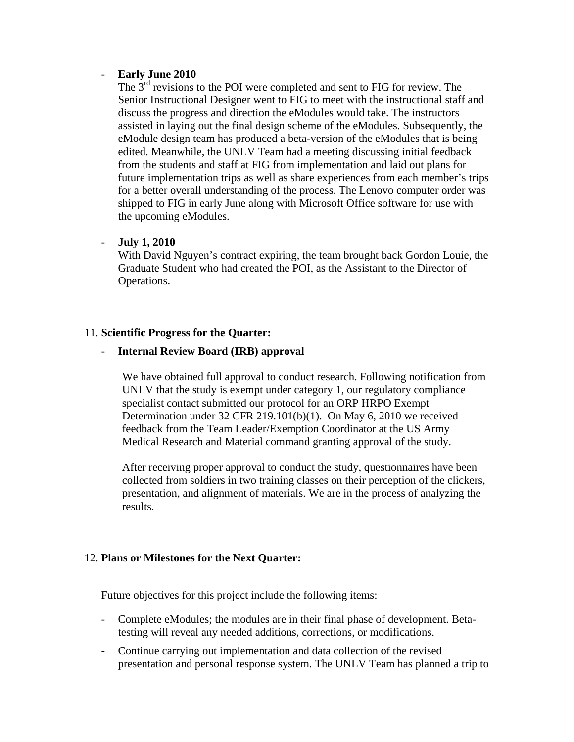- **Early June 2010**
  The 3rd revisions to the POI were completed and sent to FIG for review. The Senior Instructional Designer went to FIG to meet with the instructional staff and discuss the progress and direction the eModules would take. The instructors assisted in laying out the final design scheme of the eModules. Subsequently, the eModule design team has produced a beta-version of the eModules that is being edited. Meanwhile, the UNLV Team had a meeting discussing initial feedback from the students and staff at FIG from implementation and laid out plans for future implementation trips as well as share experiences from each member's trips for a better overall understanding of the process. The Lenovo computer order was shipped to FIG in early June along with Microsoft Office software for use with the upcoming eModules.

- **July 1, 2010**
  With David Nguyen's contract expiring, the team brought back Gordon Louie, the Graduate Student who had created the POI, as the Assistant to the Director of Operations.

11. **Scientific Progress for the Quarter:**

- **Internal Review Board (IRB) approval**

  We have obtained full approval to conduct research. Following notification from UNLV that the study is exempt under category 1, our regulatory compliance specialist contact submitted our protocol for an ORP HRPO Exempt Determination under 32 CFR 219.101(b)(1). On May 6, 2010 we received feedback from the Team Leader/Exemption Coordinator at the US Army Medical Research and Material command granting approval of the study.

  After receiving proper approval to conduct the study, questionnaires have been collected from soldiers in two training classes on their perception of the clickers, presentation, and alignment of materials. We are in the process of analyzing the results.

12. **Plans or Milestones for the Next Quarter:**

Future objectives for this project include the following items:

- Complete eModules; the modules are in their final phase of development. Beta-testing will reveal any needed additions, corrections, or modifications.
- Continue carrying out implementation and data collection of the revised presentation and personal response system. The UNLV Team has planned a trip to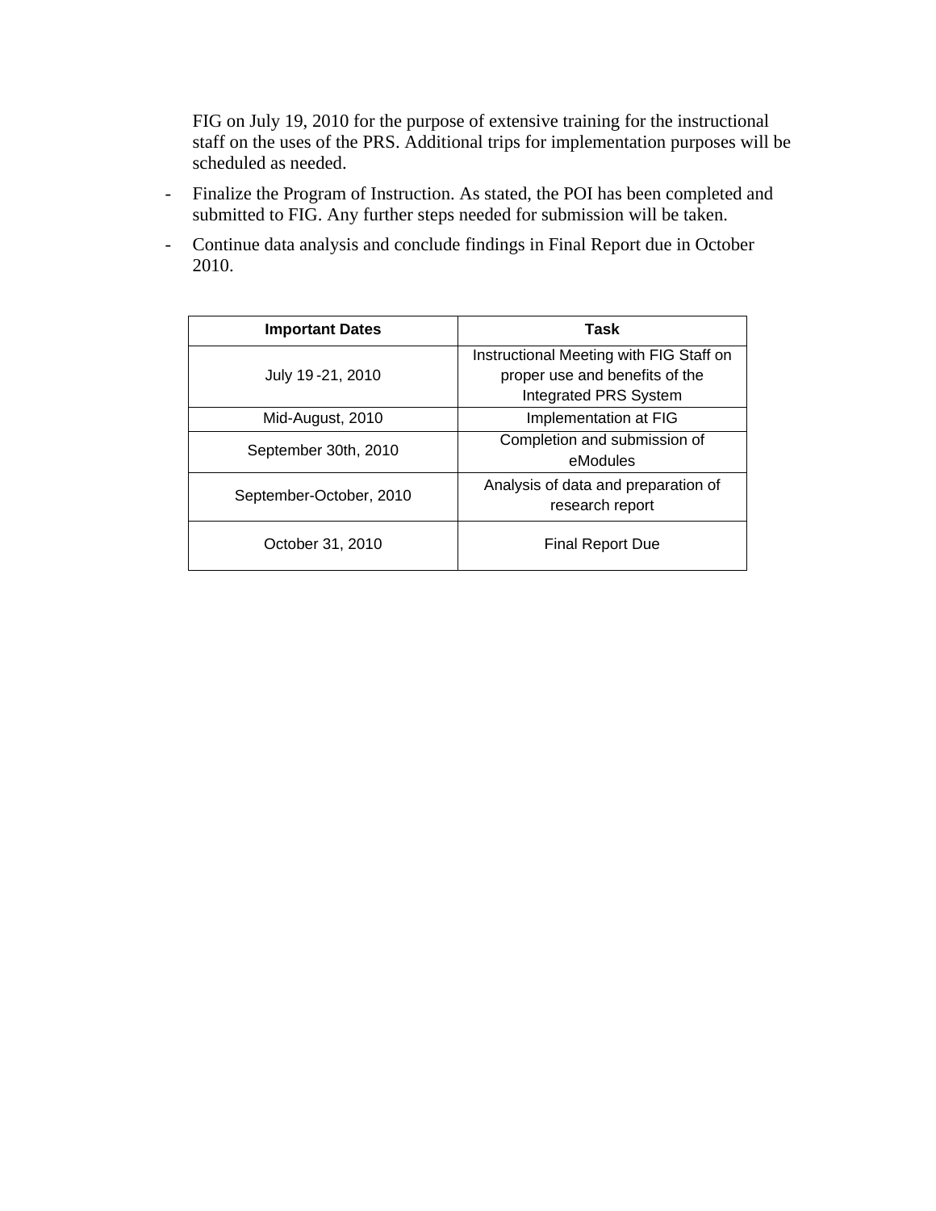FIG on July 19, 2010 for the purpose of extensive training for the instructional staff on the uses of the PRS. Additional trips for implementation purposes will be scheduled as needed.

- Finalize the Program of Instruction. As stated, the POI has been completed and submitted to FIG. Any further steps needed for submission will be taken.
- Continue data analysis and conclude findings in Final Report due in October 2010.

| Important Dates | Task |
| --- | --- |
| July 19 -21, 2010 | Instructional Meeting with FIG Staff on proper use and benefits of the Integrated PRS System |
| Mid-August, 2010 | Implementation at FIG |
| September 30th, 2010 | Completion and submission of eModules |
| September-October, 2010 | Analysis of data and preparation of research report |
| October 31, 2010 | Final Report Due |